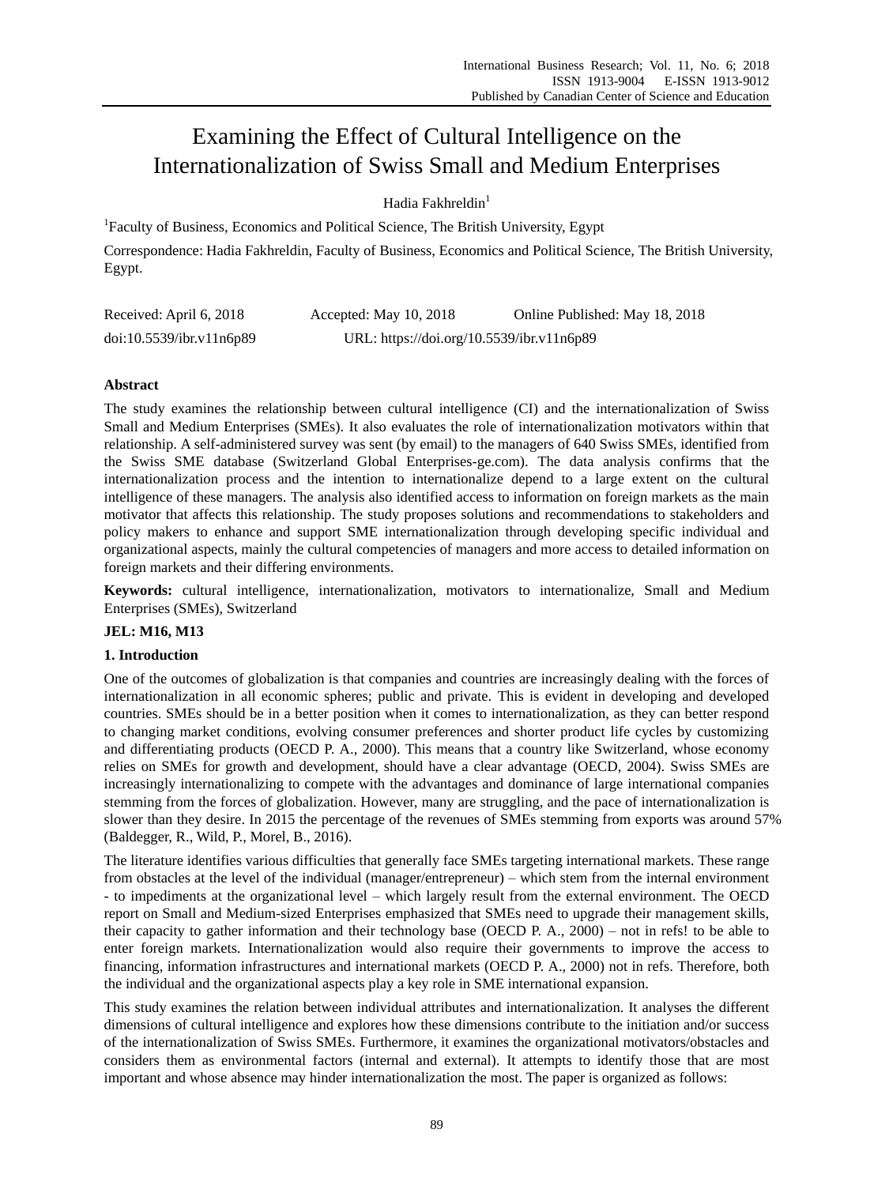# Examining the Effect of Cultural Intelligence on the Internationalization of Swiss Small and Medium Enterprises

Hadia Fakhreldin[1]

[1]Faculty of Business, Economics and Political Science, The British University, Egypt

Correspondence: Hadia Fakhreldin, Faculty of Business, Economics and Political Science, The British University, Egypt.

Received: April 6, 2018 Accepted: May 10, 2018 Online Published: May 18, 2018

doi:10.5539/ibr.v11n6p89 URL: https://doi.org/10.5539/ibr.v11n6p89

## Abstract

The study examines the relationship between cultural intelligence (CI) and the internationalization of Swiss Small and Medium Enterprises (SMEs). It also evaluates the role of internationalization motivators within that relationship. A self-administered survey was sent (by email) to the managers of 640 Swiss SMEs, identified from the Swiss SME database (Switzerland Global Enterprises-ge.com). The data analysis confirms that the internationalization process and the intention to internationalize depend to a large extent on the cultural intelligence of these managers. The analysis also identified access to information on foreign markets as the main motivator that affects this relationship. The study proposes solutions and recommendations to stakeholders and policy makers to enhance and support SME internationalization through developing specific individual and organizational aspects, mainly the cultural competencies of managers and more access to detailed information on foreign markets and their differing environments.

**Keywords:** cultural intelligence, internationalization, motivators to internationalize, Small and Medium Enterprises (SMEs), Switzerland

**JEL: M16, M13**

## 1. Introduction

One of the outcomes of globalization is that companies and countries are increasingly dealing with the forces of internationalization in all economic spheres; public and private. This is evident in developing and developed countries. SMEs should be in a better position when it comes to internationalization, as they can better respond to changing market conditions, evolving consumer preferences and shorter product life cycles by customizing and differentiating products (OECD P. A., 2000). This means that a country like Switzerland, whose economy relies on SMEs for growth and development, should have a clear advantage (OECD, 2004). Swiss SMEs are increasingly internationalizing to compete with the advantages and dominance of large international companies stemming from the forces of globalization. However, many are struggling, and the pace of internationalization is slower than they desire. In 2015 the percentage of the revenues of SMEs stemming from exports was around 57% (Baldegger, R., Wild, P., Morel, B., 2016).

The literature identifies various difficulties that generally face SMEs targeting international markets. These range from obstacles at the level of the individual (manager/entrepreneur) – which stem from the internal environment - to impediments at the organizational level – which largely result from the external environment. The OECD report on Small and Medium-sized Enterprises emphasized that SMEs need to upgrade their management skills, their capacity to gather information and their technology base (OECD P. A., 2000) – not in refs! to be able to enter foreign markets. Internationalization would also require their governments to improve the access to financing, information infrastructures and international markets (OECD P. A., 2000) not in refs. Therefore, both the individual and the organizational aspects play a key role in SME international expansion.

This study examines the relation between individual attributes and internationalization. It analyses the different dimensions of cultural intelligence and explores how these dimensions contribute to the initiation and/or success of the internationalization of Swiss SMEs. Furthermore, it examines the organizational motivators/obstacles and considers them as environmental factors (internal and external). It attempts to identify those that are most important and whose absence may hinder internationalization the most. The paper is organized as follows: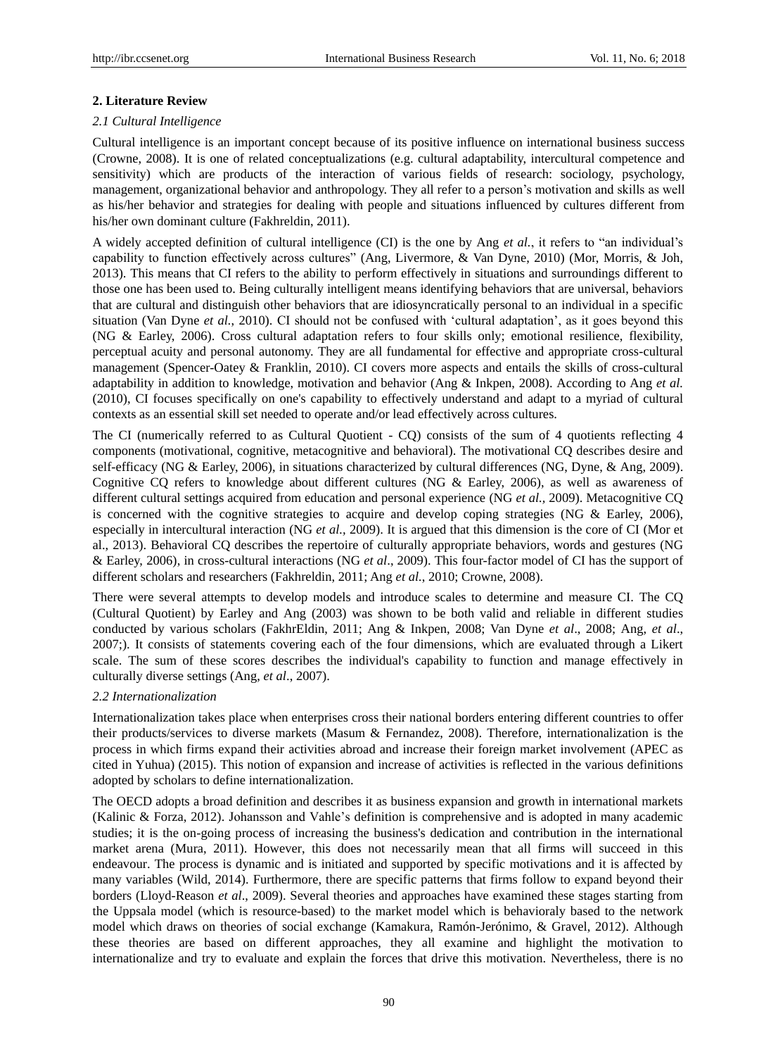## 2. Literature Review

### *2.1 Cultural Intelligence*

Cultural intelligence is an important concept because of its positive influence on international business success (Crowne, 2008). It is one of related conceptualizations (e.g. cultural adaptability, intercultural competence and sensitivity) which are products of the interaction of various fields of research: sociology, psychology, management, organizational behavior and anthropology. They all refer to a person's motivation and skills as well as his/her behavior and strategies for dealing with people and situations influenced by cultures different from his/her own dominant culture (Fakhreldin, 2011).

A widely accepted definition of cultural intelligence (CI) is the one by Ang *et al.*, it refers to "an individual's capability to function effectively across cultures" (Ang, Livermore, & Van Dyne, 2010) (Mor, Morris, & Joh, 2013). This means that CI refers to the ability to perform effectively in situations and surroundings different to those one has been used to. Being culturally intelligent means identifying behaviors that are universal, behaviors that are cultural and distinguish other behaviors that are idiosyncratically personal to an individual in a specific situation (Van Dyne *et al.,* 2010). CI should not be confused with 'cultural adaptation', as it goes beyond this (NG & Earley, 2006). Cross cultural adaptation refers to four skills only; emotional resilience, flexibility, perceptual acuity and personal autonomy. They are all fundamental for effective and appropriate cross-cultural management (Spencer-Oatey & Franklin, 2010). CI covers more aspects and entails the skills of cross-cultural adaptability in addition to knowledge, motivation and behavior (Ang & Inkpen, 2008). According to Ang *et al.* (2010), CI focuses specifically on one's capability to effectively understand and adapt to a myriad of cultural contexts as an essential skill set needed to operate and/or lead effectively across cultures.

The CI (numerically referred to as Cultural Quotient - CQ) consists of the sum of 4 quotients reflecting 4 components (motivational, cognitive, metacognitive and behavioral). The motivational CQ describes desire and self-efficacy (NG & Earley, 2006), in situations characterized by cultural differences (NG, Dyne, & Ang, 2009). Cognitive CQ refers to knowledge about different cultures (NG & Earley, 2006), as well as awareness of different cultural settings acquired from education and personal experience (NG *et al.,* 2009). Metacognitive CQ is concerned with the cognitive strategies to acquire and develop coping strategies (NG & Earley, 2006), especially in intercultural interaction (NG *et al.,* 2009). It is argued that this dimension is the core of CI (Mor et al., 2013). Behavioral CQ describes the repertoire of culturally appropriate behaviors, words and gestures (NG & Earley, 2006), in cross-cultural interactions (NG *et al*., 2009). This four-factor model of CI has the support of different scholars and researchers (Fakhreldin, 2011; Ang *et al.,* 2010; Crowne, 2008).

There were several attempts to develop models and introduce scales to determine and measure CI. The CQ (Cultural Quotient) by Earley and Ang (2003) was shown to be both valid and reliable in different studies conducted by various scholars (FakhrEldin, 2011; Ang & Inkpen, 2008; Van Dyne *et al*., 2008; Ang, *et al*., 2007;). It consists of statements covering each of the four dimensions, which are evaluated through a Likert scale. The sum of these scores describes the individual's capability to function and manage effectively in culturally diverse settings (Ang, *et al*., 2007).

### *2.2 Internationalization*

Internationalization takes place when enterprises cross their national borders entering different countries to offer their products/services to diverse markets (Masum & Fernandez, 2008). Therefore, internationalization is the process in which firms expand their activities abroad and increase their foreign market involvement (APEC as cited in Yuhua) (2015). This notion of expansion and increase of activities is reflected in the various definitions adopted by scholars to define internationalization.

The OECD adopts a broad definition and describes it as business expansion and growth in international markets (Kalinic & Forza, 2012). Johansson and Vahle's definition is comprehensive and is adopted in many academic studies; it is the on-going process of increasing the business's dedication and contribution in the international market arena (Mura, 2011). However, this does not necessarily mean that all firms will succeed in this endeavour. The process is dynamic and is initiated and supported by specific motivations and it is affected by many variables (Wild, 2014). Furthermore, there are specific patterns that firms follow to expand beyond their borders (Lloyd-Reason *et al*., 2009). Several theories and approaches have examined these stages starting from the Uppsala model (which is resource-based) to the market model which is behavioraly based to the network model which draws on theories of social exchange (Kamakura, Ramón-Jerónimo, & Gravel, 2012). Although these theories are based on different approaches, they all examine and highlight the motivation to internationalize and try to evaluate and explain the forces that drive this motivation. Nevertheless, there is no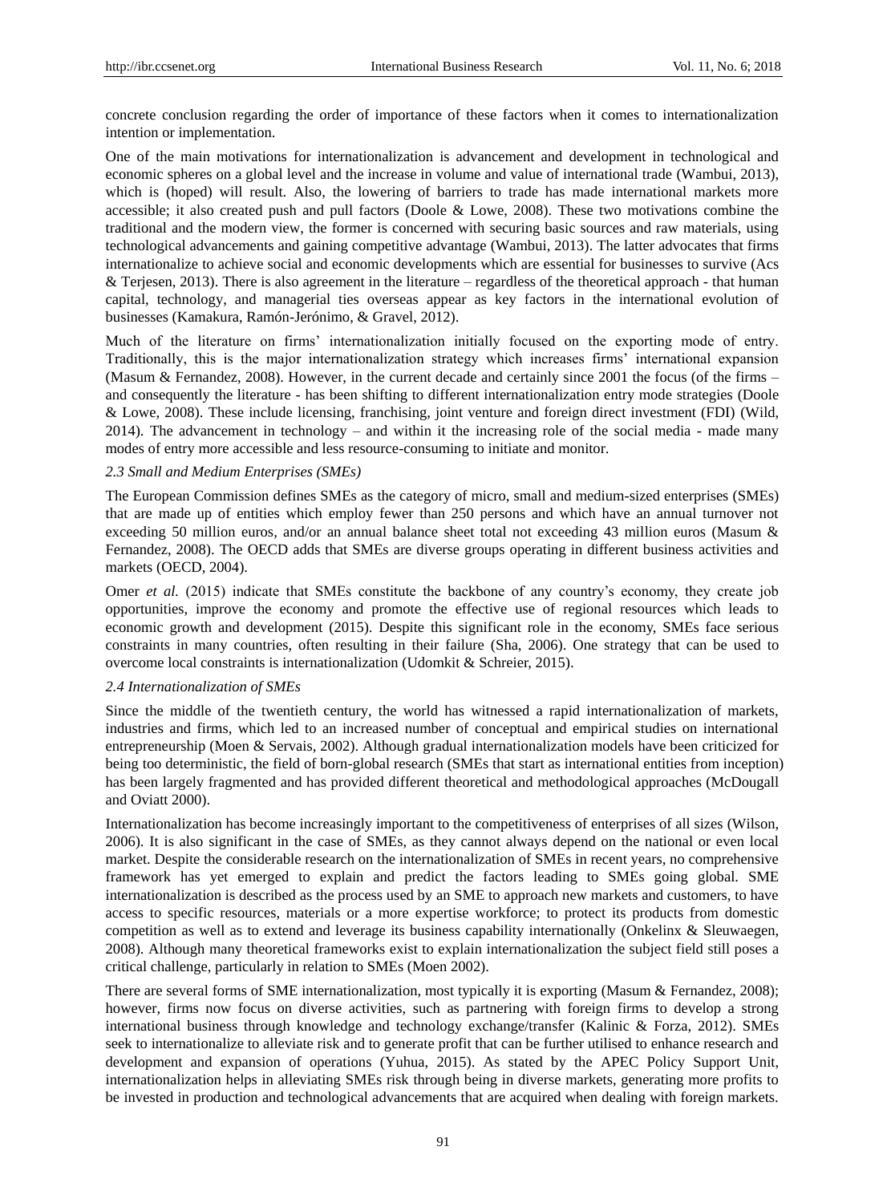concrete conclusion regarding the order of importance of these factors when it comes to internationalization intention or implementation.

One of the main motivations for internationalization is advancement and development in technological and economic spheres on a global level and the increase in volume and value of international trade (Wambui, 2013), which is (hoped) will result. Also, the lowering of barriers to trade has made international markets more accessible; it also created push and pull factors (Doole & Lowe, 2008). These two motivations combine the traditional and the modern view, the former is concerned with securing basic sources and raw materials, using technological advancements and gaining competitive advantage (Wambui, 2013). The latter advocates that firms internationalize to achieve social and economic developments which are essential for businesses to survive (Acs & Terjesen, 2013). There is also agreement in the literature – regardless of the theoretical approach - that human capital, technology, and managerial ties overseas appear as key factors in the international evolution of businesses (Kamakura, Ramón-Jerónimo, & Gravel, 2012).

Much of the literature on firms' internationalization initially focused on the exporting mode of entry. Traditionally, this is the major internationalization strategy which increases firms' international expansion (Masum & Fernandez, 2008). However, in the current decade and certainly since 2001 the focus (of the firms – and consequently the literature - has been shifting to different internationalization entry mode strategies (Doole & Lowe, 2008). These include licensing, franchising, joint venture and foreign direct investment (FDI) (Wild, 2014). The advancement in technology – and within it the increasing role of the social media - made many modes of entry more accessible and less resource-consuming to initiate and monitor.

### *2.3 Small and Medium Enterprises (SMEs)*

The European Commission defines SMEs as the category of micro, small and medium-sized enterprises (SMEs) that are made up of entities which employ fewer than 250 persons and which have an annual turnover not exceeding 50 million euros, and/or an annual balance sheet total not exceeding 43 million euros (Masum & Fernandez, 2008). The OECD adds that SMEs are diverse groups operating in different business activities and markets (OECD, 2004).

Omer *et al.* (2015) indicate that SMEs constitute the backbone of any country's economy, they create job opportunities, improve the economy and promote the effective use of regional resources which leads to economic growth and development (2015). Despite this significant role in the economy, SMEs face serious constraints in many countries, often resulting in their failure (Sha, 2006). One strategy that can be used to overcome local constraints is internationalization (Udomkit & Schreier, 2015).

### *2.4 Internationalization of SMEs*

Since the middle of the twentieth century, the world has witnessed a rapid internationalization of markets, industries and firms, which led to an increased number of conceptual and empirical studies on international entrepreneurship (Moen & Servais, 2002). Although gradual internationalization models have been criticized for being too deterministic, the field of born-global research (SMEs that start as international entities from inception) has been largely fragmented and has provided different theoretical and methodological approaches (McDougall and Oviatt 2000).

Internationalization has become increasingly important to the competitiveness of enterprises of all sizes (Wilson, 2006). It is also significant in the case of SMEs, as they cannot always depend on the national or even local market. Despite the considerable research on the internationalization of SMEs in recent years, no comprehensive framework has yet emerged to explain and predict the factors leading to SMEs going global. SME internationalization is described as the process used by an SME to approach new markets and customers, to have access to specific resources, materials or a more expertise workforce; to protect its products from domestic competition as well as to extend and leverage its business capability internationally (Onkelinx & Sleuwaegen, 2008). Although many theoretical frameworks exist to explain internationalization the subject field still poses a critical challenge, particularly in relation to SMEs (Moen 2002).

There are several forms of SME internationalization, most typically it is exporting (Masum & Fernandez, 2008); however, firms now focus on diverse activities, such as partnering with foreign firms to develop a strong international business through knowledge and technology exchange/transfer (Kalinic & Forza, 2012). SMEs seek to internationalize to alleviate risk and to generate profit that can be further utilised to enhance research and development and expansion of operations (Yuhua, 2015). As stated by the APEC Policy Support Unit, internationalization helps in alleviating SMEs risk through being in diverse markets, generating more profits to be invested in production and technological advancements that are acquired when dealing with foreign markets.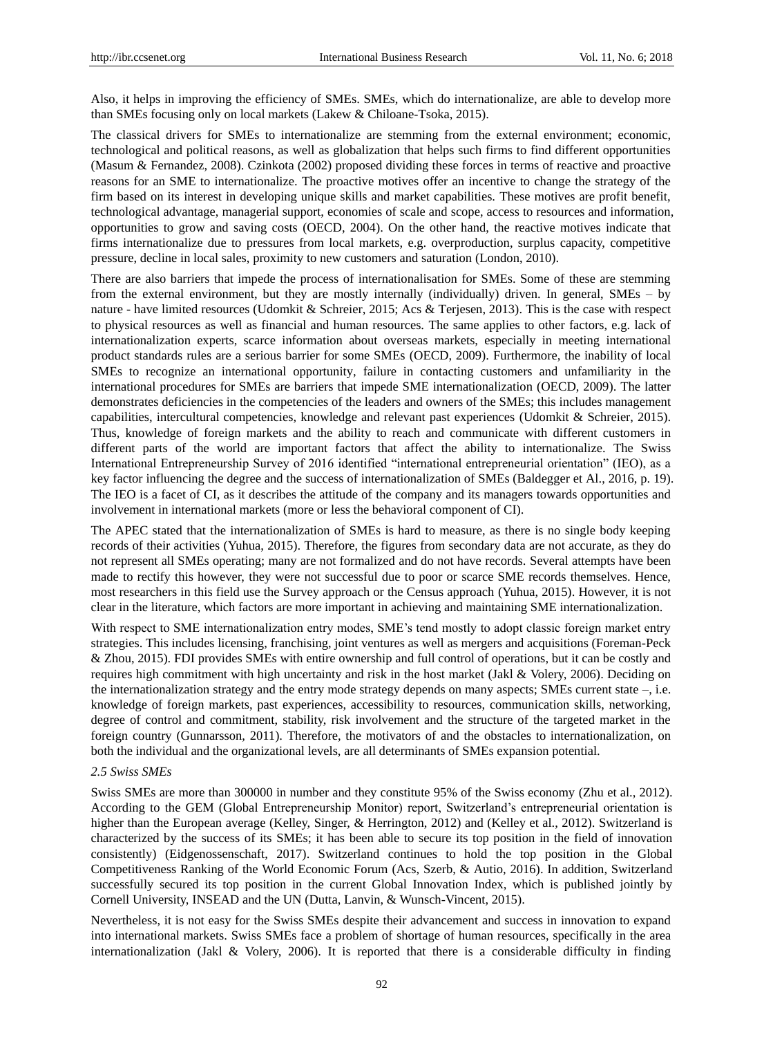Also, it helps in improving the efficiency of SMEs. SMEs, which do internationalize, are able to develop more than SMEs focusing only on local markets (Lakew & Chiloane-Tsoka, 2015).

The classical drivers for SMEs to internationalize are stemming from the external environment; economic, technological and political reasons, as well as globalization that helps such firms to find different opportunities (Masum & Fernandez, 2008). Czinkota (2002) proposed dividing these forces in terms of reactive and proactive reasons for an SME to internationalize. The proactive motives offer an incentive to change the strategy of the firm based on its interest in developing unique skills and market capabilities. These motives are profit benefit, technological advantage, managerial support, economies of scale and scope, access to resources and information, opportunities to grow and saving costs (OECD, 2004). On the other hand, the reactive motives indicate that firms internationalize due to pressures from local markets, e.g. overproduction, surplus capacity, competitive pressure, decline in local sales, proximity to new customers and saturation (London, 2010).

There are also barriers that impede the process of internationalisation for SMEs. Some of these are stemming from the external environment, but they are mostly internally (individually) driven. In general, SMEs – by nature - have limited resources (Udomkit & Schreier, 2015; Acs & Terjesen, 2013). This is the case with respect to physical resources as well as financial and human resources. The same applies to other factors, e.g. lack of internationalization experts, scarce information about overseas markets, especially in meeting international product standards rules are a serious barrier for some SMEs (OECD, 2009). Furthermore, the inability of local SMEs to recognize an international opportunity, failure in contacting customers and unfamiliarity in the international procedures for SMEs are barriers that impede SME internationalization (OECD, 2009). The latter demonstrates deficiencies in the competencies of the leaders and owners of the SMEs; this includes management capabilities, intercultural competencies, knowledge and relevant past experiences (Udomkit & Schreier, 2015). Thus, knowledge of foreign markets and the ability to reach and communicate with different customers in different parts of the world are important factors that affect the ability to internationalize. The Swiss International Entrepreneurship Survey of 2016 identified "international entrepreneurial orientation" (IEO), as a key factor influencing the degree and the success of internationalization of SMEs (Baldegger et Al., 2016, p. 19). The IEO is a facet of CI, as it describes the attitude of the company and its managers towards opportunities and involvement in international markets (more or less the behavioral component of CI).

The APEC stated that the internationalization of SMEs is hard to measure, as there is no single body keeping records of their activities (Yuhua, 2015). Therefore, the figures from secondary data are not accurate, as they do not represent all SMEs operating; many are not formalized and do not have records. Several attempts have been made to rectify this however, they were not successful due to poor or scarce SME records themselves. Hence, most researchers in this field use the Survey approach or the Census approach (Yuhua, 2015). However, it is not clear in the literature, which factors are more important in achieving and maintaining SME internationalization.

With respect to SME internationalization entry modes, SME's tend mostly to adopt classic foreign market entry strategies. This includes licensing, franchising, joint ventures as well as mergers and acquisitions (Foreman-Peck & Zhou, 2015). FDI provides SMEs with entire ownership and full control of operations, but it can be costly and requires high commitment with high uncertainty and risk in the host market (Jakl & Volery, 2006). Deciding on the internationalization strategy and the entry mode strategy depends on many aspects; SMEs current state –, i.e. knowledge of foreign markets, past experiences, accessibility to resources, communication skills, networking, degree of control and commitment, stability, risk involvement and the structure of the targeted market in the foreign country (Gunnarsson, 2011). Therefore, the motivators of and the obstacles to internationalization, on both the individual and the organizational levels, are all determinants of SMEs expansion potential.

### *2.5 Swiss SMEs*

Swiss SMEs are more than 300000 in number and they constitute 95% of the Swiss economy (Zhu et al., 2012). According to the GEM (Global Entrepreneurship Monitor) report, Switzerland's entrepreneurial orientation is higher than the European average (Kelley, Singer, & Herrington, 2012) and (Kelley et al., 2012). Switzerland is characterized by the success of its SMEs; it has been able to secure its top position in the field of innovation consistently) (Eidgenossenschaft, 2017). Switzerland continues to hold the top position in the Global Competitiveness Ranking of the World Economic Forum (Acs, Szerb, & Autio, 2016). In addition, Switzerland successfully secured its top position in the current Global Innovation Index, which is published jointly by Cornell University, INSEAD and the UN (Dutta, Lanvin, & Wunsch-Vincent, 2015).

Nevertheless, it is not easy for the Swiss SMEs despite their advancement and success in innovation to expand into international markets. Swiss SMEs face a problem of shortage of human resources, specifically in the area internationalization (Jakl & Volery, 2006). It is reported that there is a considerable difficulty in finding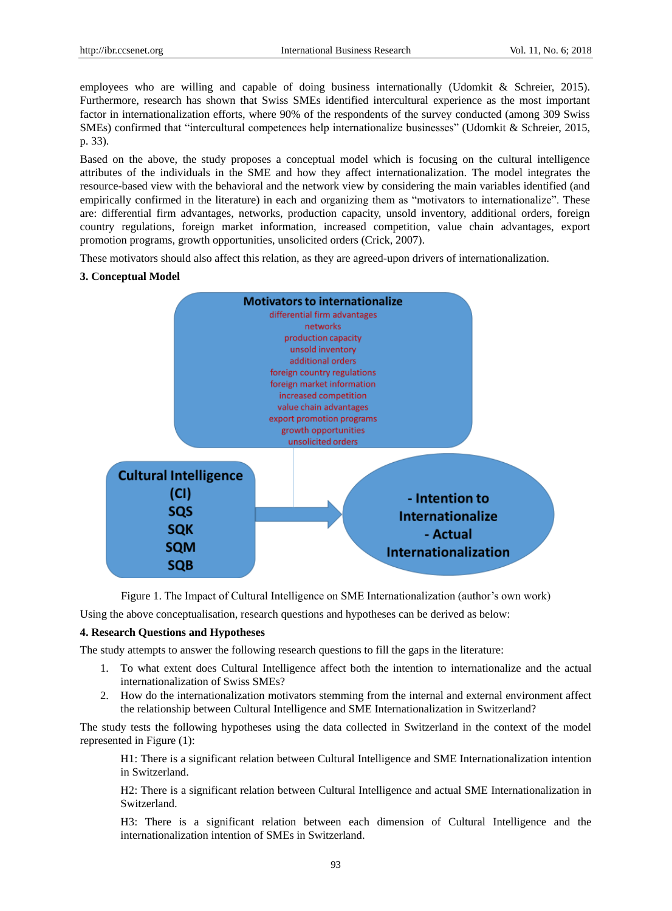employees who are willing and capable of doing business internationally (Udomkit & Schreier, 2015). Furthermore, research has shown that Swiss SMEs identified intercultural experience as the most important factor in internationalization efforts, where 90% of the respondents of the survey conducted (among 309 Swiss SMEs) confirmed that "intercultural competences help internationalize businesses" (Udomkit & Schreier, 2015, p. 33).

Based on the above, the study proposes a conceptual model which is focusing on the cultural intelligence attributes of the individuals in the SME and how they affect internationalization. The model integrates the resource-based view with the behavioral and the network view by considering the main variables identified (and empirically confirmed in the literature) in each and organizing them as "motivators to internationalize". These are: differential firm advantages, networks, production capacity, unsold inventory, additional orders, foreign country regulations, foreign market information, increased competition, value chain advantages, export promotion programs, growth opportunities, unsolicited orders (Crick, 2007).

These motivators should also affect this relation, as they are agreed-upon drivers of internationalization.

## 3. Conceptual Model

**Motivators to internationalize**
differential firm advantages
networks
production capacity
unsold inventory
additional orders
foreign country regulations
foreign market information
increased competition
value chain advantages
export promotion programs
growth opportunities
unsolicited orders

**Cultural Intelligence (CI)**
SQS
SQK
SQM
SQB

**- Intention to Internationalize**
**- Actual Internationalization**

Figure 1. The Impact of Cultural Intelligence on SME Internationalization (author's own work)

Using the above conceptualisation, research questions and hypotheses can be derived as below:

## 4. Research Questions and Hypotheses

The study attempts to answer the following research questions to fill the gaps in the literature:

1. To what extent does Cultural Intelligence affect both the intention to internationalize and the actual internationalization of Swiss SMEs?
2. How do the internationalization motivators stemming from the internal and external environment affect the relationship between Cultural Intelligence and SME Internationalization in Switzerland?

The study tests the following hypotheses using the data collected in Switzerland in the context of the model represented in Figure (1):

H1: There is a significant relation between Cultural Intelligence and SME Internationalization intention in Switzerland.

H2: There is a significant relation between Cultural Intelligence and actual SME Internationalization in Switzerland.

H3: There is a significant relation between each dimension of Cultural Intelligence and the internationalization intention of SMEs in Switzerland.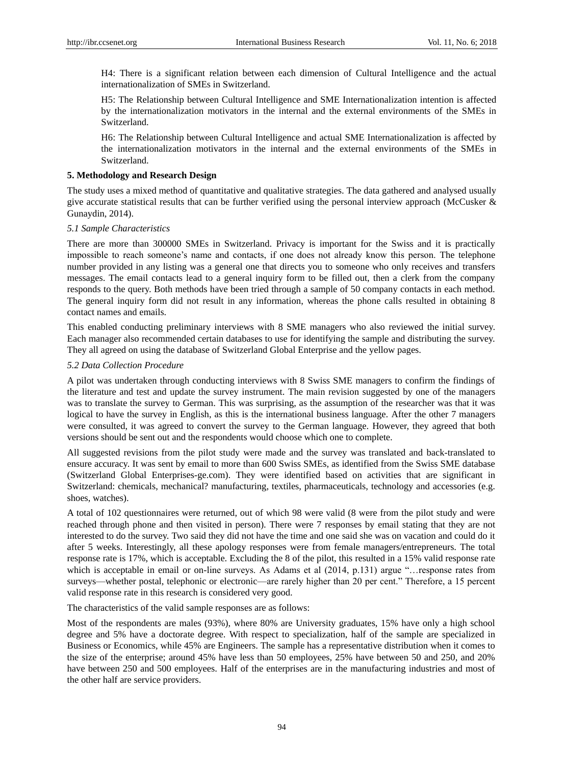H4: There is a significant relation between each dimension of Cultural Intelligence and the actual internationalization of SMEs in Switzerland.

H5: The Relationship between Cultural Intelligence and SME Internationalization intention is affected by the internationalization motivators in the internal and the external environments of the SMEs in Switzerland.

H6: The Relationship between Cultural Intelligence and actual SME Internationalization is affected by the internationalization motivators in the internal and the external environments of the SMEs in Switzerland.

## 5. Methodology and Research Design

The study uses a mixed method of quantitative and qualitative strategies. The data gathered and analysed usually give accurate statistical results that can be further verified using the personal interview approach (McCusker & Gunaydin, 2014).

### *5.1 Sample Characteristics*

There are more than 300000 SMEs in Switzerland. Privacy is important for the Swiss and it is practically impossible to reach someone's name and contacts, if one does not already know this person. The telephone number provided in any listing was a general one that directs you to someone who only receives and transfers messages. The email contacts lead to a general inquiry form to be filled out, then a clerk from the company responds to the query. Both methods have been tried through a sample of 50 company contacts in each method. The general inquiry form did not result in any information, whereas the phone calls resulted in obtaining 8 contact names and emails.

This enabled conducting preliminary interviews with 8 SME managers who also reviewed the initial survey. Each manager also recommended certain databases to use for identifying the sample and distributing the survey. They all agreed on using the database of Switzerland Global Enterprise and the yellow pages.

### *5.2 Data Collection Procedure*

A pilot was undertaken through conducting interviews with 8 Swiss SME managers to confirm the findings of the literature and test and update the survey instrument. The main revision suggested by one of the managers was to translate the survey to German. This was surprising, as the assumption of the researcher was that it was logical to have the survey in English, as this is the international business language. After the other 7 managers were consulted, it was agreed to convert the survey to the German language. However, they agreed that both versions should be sent out and the respondents would choose which one to complete.

All suggested revisions from the pilot study were made and the survey was translated and back-translated to ensure accuracy. It was sent by email to more than 600 Swiss SMEs, as identified from the Swiss SME database (Switzerland Global Enterprises-ge.com). They were identified based on activities that are significant in Switzerland: chemicals, mechanical? manufacturing, textiles, pharmaceuticals, technology and accessories (e.g. shoes, watches).

A total of 102 questionnaires were returned, out of which 98 were valid (8 were from the pilot study and were reached through phone and then visited in person). There were 7 responses by email stating that they are not interested to do the survey. Two said they did not have the time and one said she was on vacation and could do it after 5 weeks. Interestingly, all these apology responses were from female managers/entrepreneurs. The total response rate is 17%, which is acceptable. Excluding the 8 of the pilot, this resulted in a 15% valid response rate which is acceptable in email or on-line surveys. As Adams et al (2014, p.131) argue "…response rates from surveys—whether postal, telephonic or electronic—are rarely higher than 20 per cent." Therefore, a 15 percent valid response rate in this research is considered very good.

The characteristics of the valid sample responses are as follows:

Most of the respondents are males (93%), where 80% are University graduates, 15% have only a high school degree and 5% have a doctorate degree. With respect to specialization, half of the sample are specialized in Business or Economics, while 45% are Engineers. The sample has a representative distribution when it comes to the size of the enterprise; around 45% have less than 50 employees, 25% have between 50 and 250, and 20% have between 250 and 500 employees. Half of the enterprises are in the manufacturing industries and most of the other half are service providers.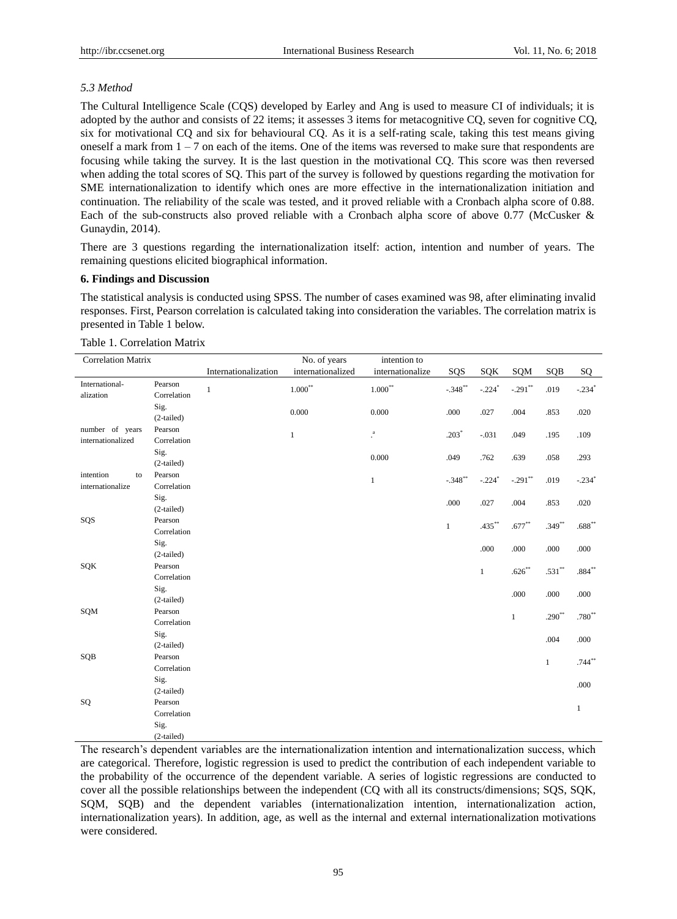*5.3 Method*

The Cultural Intelligence Scale (CQS) developed by Earley and Ang is used to measure CI of individuals; it is adopted by the author and consists of 22 items; it assesses 3 items for metacognitive CQ, seven for cognitive CQ, six for motivational CQ and six for behavioural CQ. As it is a self-rating scale, taking this test means giving oneself a mark from 1 – 7 on each of the items. One of the items was reversed to make sure that respondents are focusing while taking the survey. It is the last question in the motivational CQ. This score was then reversed when adding the total scores of SQ. This part of the survey is followed by questions regarding the motivation for SME internationalization to identify which ones are more effective in the internationalization initiation and continuation. The reliability of the scale was tested, and it proved reliable with a Cronbach alpha score of 0.88. Each of the sub-constructs also proved reliable with a Cronbach alpha score of above 0.77 (McCusker & Gunaydin, 2014).

There are 3 questions regarding the internationalization itself: action, intention and number of years. The remaining questions elicited biographical information.

**6. Findings and Discussion**

The statistical analysis is conducted using SPSS. The number of cases examined was 98, after eliminating invalid responses. First, Pearson correlation is calculated taking into consideration the variables. The correlation matrix is presented in Table 1 below.

Table 1. Correlation Matrix

| Correlation Matrix | | Internationalization | No. of years internationalized | intention to internationalize | SQS | SQK | SQM | SQB | SQ |
|---|---|---|---|---|---|---|---|---|---|
| International-alization | Pearson Correlation | 1 | 1.000** | 1.000** | -.348** | -.224* | -.291** | .019 | -.234* |
| | Sig. (2-tailed) | | 0.000 | 0.000 | .000 | .027 | .004 | .853 | .020 |
| number of years internationalized | Pearson Correlation | | 1 | .[a] | .203* | -.031 | .049 | .195 | .109 |
| | Sig. (2-tailed) | | | 0.000 | .049 | .762 | .639 | .058 | .293 |
| intention to internationalize | Pearson Correlation | | | 1 | -.348** | -.224* | -.291** | .019 | -.234* |
| | Sig. (2-tailed) | | | | .000 | .027 | .004 | .853 | .020 |
| SQS | Pearson Correlation | | | | 1 | .435** | .677** | .349** | .688** |
| | Sig. (2-tailed) | | | | | .000 | .000 | .000 | .000 |
| SQK | Pearson Correlation | | | | | 1 | .626** | .531** | .884** |
| | Sig. (2-tailed) | | | | | | .000 | .000 | .000 |
| SQM | Pearson Correlation | | | | | | 1 | .290** | .780** |
| | Sig. (2-tailed) | | | | | | | .004 | .000 |
| SQB | Pearson Correlation | | | | | | | 1 | .744** |
| | Sig. (2-tailed) | | | | | | | | .000 |
| SQ | Pearson Correlation | | | | | | | | 1 |
| | Sig. (2-tailed) | | | | | | | | |

The research's dependent variables are the internationalization intention and internationalization success, which are categorical. Therefore, logistic regression is used to predict the contribution of each independent variable to the probability of the occurrence of the dependent variable. A series of logistic regressions are conducted to cover all the possible relationships between the independent (CQ with all its constructs/dimensions; SQS, SQK, SQM, SQB) and the dependent variables (internationalization intention, internationalization action, internationalization years). In addition, age, as well as the internal and external internationalization motivations were considered.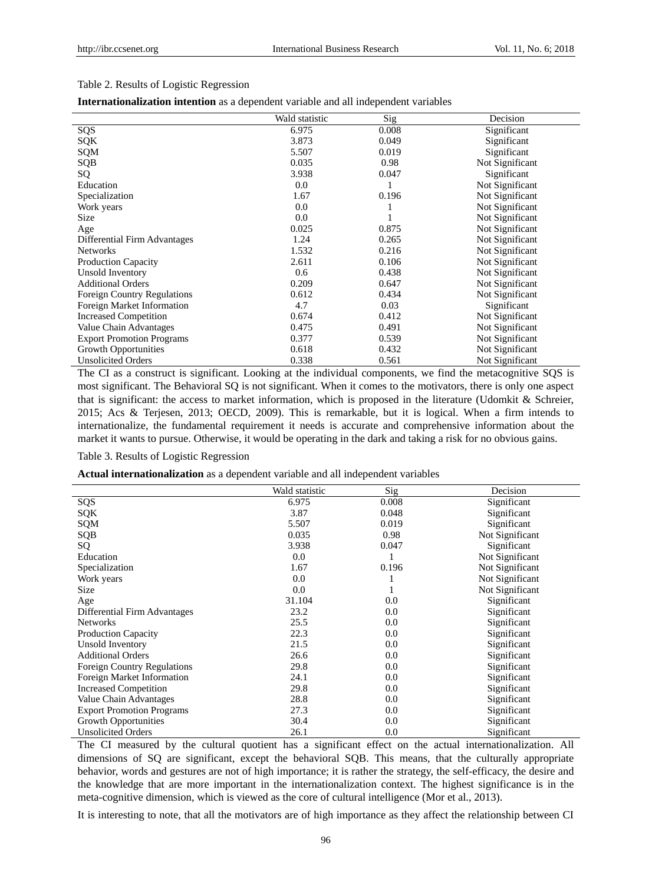Table 2. Results of Logistic Regression

**Internationalization intention** as a dependent variable and all independent variables

| | Wald statistic | Sig | Decision |
|---|---|---|---|
| SQS | 6.975 | 0.008 | Significant |
| SQK | 3.873 | 0.049 | Significant |
| SQM | 5.507 | 0.019 | Significant |
| SQB | 0.035 | 0.98 | Not Significant |
| SQ | 3.938 | 0.047 | Significant |
| Education | 0.0 | 1 | Not Significant |
| Specialization | 1.67 | 0.196 | Not Significant |
| Work years | 0.0 | 1 | Not Significant |
| Size | 0.0 | 1 | Not Significant |
| Age | 0.025 | 0.875 | Not Significant |
| Differential Firm Advantages | 1.24 | 0.265 | Not Significant |
| Networks | 1.532 | 0.216 | Not Significant |
| Production Capacity | 2.611 | 0.106 | Not Significant |
| Unsold Inventory | 0.6 | 0.438 | Not Significant |
| Additional Orders | 0.209 | 0.647 | Not Significant |
| Foreign Country Regulations | 0.612 | 0.434 | Not Significant |
| Foreign Market Information | 4.7 | 0.03 | Significant |
| Increased Competition | 0.674 | 0.412 | Not Significant |
| Value Chain Advantages | 0.475 | 0.491 | Not Significant |
| Export Promotion Programs | 0.377 | 0.539 | Not Significant |
| Growth Opportunities | 0.618 | 0.432 | Not Significant |
| Unsolicited Orders | 0.338 | 0.561 | Not Significant |

The CI as a construct is significant. Looking at the individual components, we find the metacognitive SQS is most significant. The Behavioral SQ is not significant. When it comes to the motivators, there is only one aspect that is significant: the access to market information, which is proposed in the literature (Udomkit & Schreier, 2015; Acs & Terjesen, 2013; OECD, 2009). This is remarkable, but it is logical. When a firm intends to internationalize, the fundamental requirement it needs is accurate and comprehensive information about the market it wants to pursue. Otherwise, it would be operating in the dark and taking a risk for no obvious gains.

Table 3. Results of Logistic Regression

**Actual internationalization** as a dependent variable and all independent variables

| | Wald statistic | Sig | Decision |
|---|---|---|---|
| SQS | 6.975 | 0.008 | Significant |
| SQK | 3.87 | 0.048 | Significant |
| SQM | 5.507 | 0.019 | Significant |
| SQB | 0.035 | 0.98 | Not Significant |
| SQ | 3.938 | 0.047 | Significant |
| Education | 0.0 | 1 | Not Significant |
| Specialization | 1.67 | 0.196 | Not Significant |
| Work years | 0.0 | 1 | Not Significant |
| Size | 0.0 | 1 | Not Significant |
| Age | 31.104 | 0.0 | Significant |
| Differential Firm Advantages | 23.2 | 0.0 | Significant |
| Networks | 25.5 | 0.0 | Significant |
| Production Capacity | 22.3 | 0.0 | Significant |
| Unsold Inventory | 21.5 | 0.0 | Significant |
| Additional Orders | 26.6 | 0.0 | Significant |
| Foreign Country Regulations | 29.8 | 0.0 | Significant |
| Foreign Market Information | 24.1 | 0.0 | Significant |
| Increased Competition | 29.8 | 0.0 | Significant |
| Value Chain Advantages | 28.8 | 0.0 | Significant |
| Export Promotion Programs | 27.3 | 0.0 | Significant |
| Growth Opportunities | 30.4 | 0.0 | Significant |
| Unsolicited Orders | 26.1 | 0.0 | Significant |

The CI measured by the cultural quotient has a significant effect on the actual internationalization. All dimensions of SQ are significant, except the behavioral SQB. This means, that the culturally appropriate behavior, words and gestures are not of high importance; it is rather the strategy, the self-efficacy, the desire and the knowledge that are more important in the internationalization context. The highest significance is in the meta-cognitive dimension, which is viewed as the core of cultural intelligence (Mor et al., 2013).

It is interesting to note, that all the motivators are of high importance as they affect the relationship between CI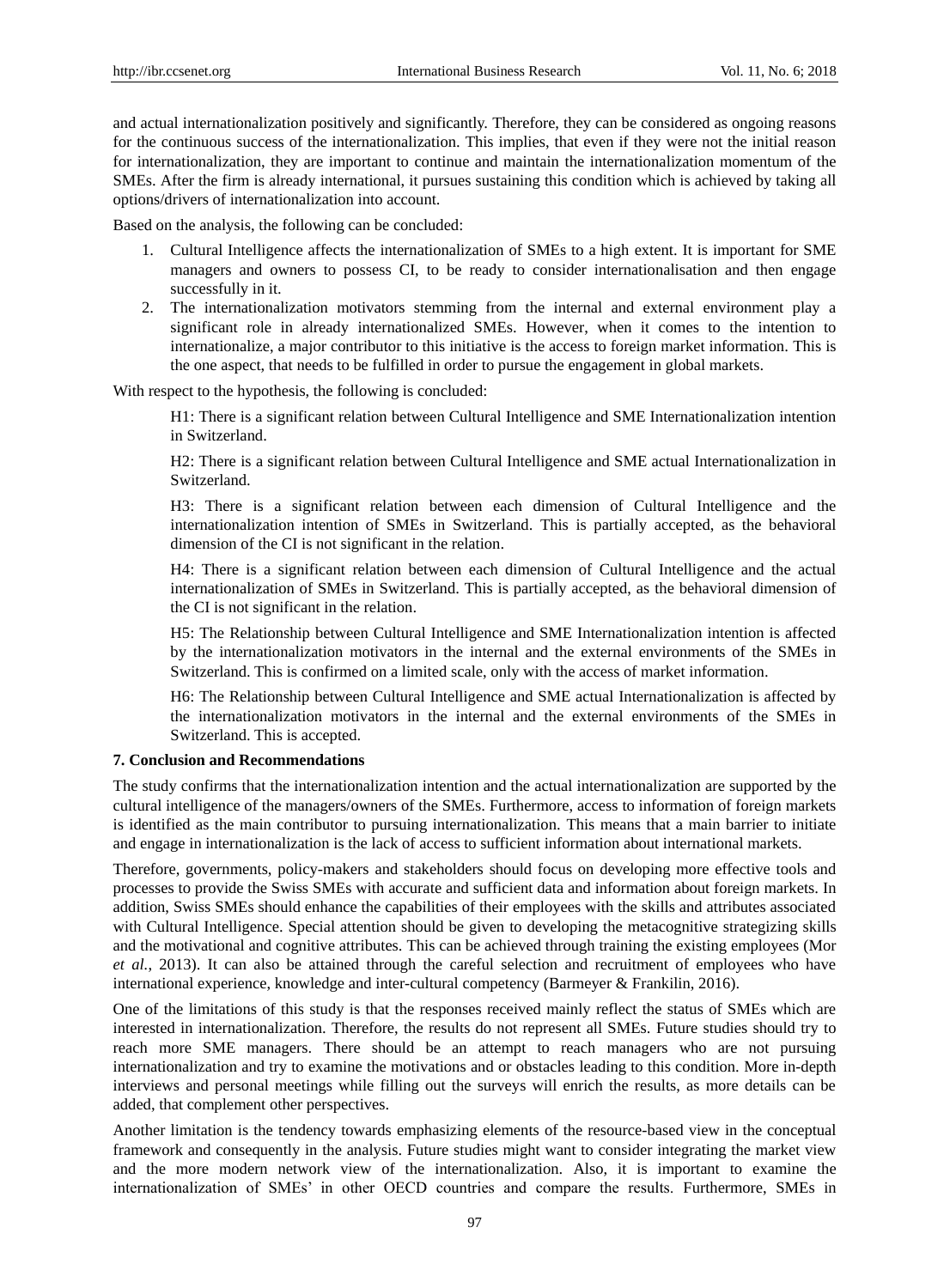and actual internationalization positively and significantly. Therefore, they can be considered as ongoing reasons for the continuous success of the internationalization. This implies, that even if they were not the initial reason for internationalization, they are important to continue and maintain the internationalization momentum of the SMEs. After the firm is already international, it pursues sustaining this condition which is achieved by taking all options/drivers of internationalization into account.

Based on the analysis, the following can be concluded:

1. Cultural Intelligence affects the internationalization of SMEs to a high extent. It is important for SME managers and owners to possess CI, to be ready to consider internationalisation and then engage successfully in it.
2. The internationalization motivators stemming from the internal and external environment play a significant role in already internationalized SMEs. However, when it comes to the intention to internationalize, a major contributor to this initiative is the access to foreign market information. This is the one aspect, that needs to be fulfilled in order to pursue the engagement in global markets.

With respect to the hypothesis, the following is concluded:

H1: There is a significant relation between Cultural Intelligence and SME Internationalization intention in Switzerland.

H2: There is a significant relation between Cultural Intelligence and SME actual Internationalization in Switzerland.

H3: There is a significant relation between each dimension of Cultural Intelligence and the internationalization intention of SMEs in Switzerland. This is partially accepted, as the behavioral dimension of the CI is not significant in the relation.

H4: There is a significant relation between each dimension of Cultural Intelligence and the actual internationalization of SMEs in Switzerland. This is partially accepted, as the behavioral dimension of the CI is not significant in the relation.

H5: The Relationship between Cultural Intelligence and SME Internationalization intention is affected by the internationalization motivators in the internal and the external environments of the SMEs in Switzerland. This is confirmed on a limited scale, only with the access of market information.

H6: The Relationship between Cultural Intelligence and SME actual Internationalization is affected by the internationalization motivators in the internal and the external environments of the SMEs in Switzerland. This is accepted.

**7. Conclusion and Recommendations**

The study confirms that the internationalization intention and the actual internationalization are supported by the cultural intelligence of the managers/owners of the SMEs. Furthermore, access to information of foreign markets is identified as the main contributor to pursuing internationalization. This means that a main barrier to initiate and engage in internationalization is the lack of access to sufficient information about international markets.

Therefore, governments, policy-makers and stakeholders should focus on developing more effective tools and processes to provide the Swiss SMEs with accurate and sufficient data and information about foreign markets. In addition, Swiss SMEs should enhance the capabilities of their employees with the skills and attributes associated with Cultural Intelligence. Special attention should be given to developing the metacognitive strategizing skills and the motivational and cognitive attributes. This can be achieved through training the existing employees (Mor *et al.*, 2013). It can also be attained through the careful selection and recruitment of employees who have international experience, knowledge and inter-cultural competency (Barmeyer & Frankilin, 2016).

One of the limitations of this study is that the responses received mainly reflect the status of SMEs which are interested in internationalization. Therefore, the results do not represent all SMEs. Future studies should try to reach more SME managers. There should be an attempt to reach managers who are not pursuing internationalization and try to examine the motivations and or obstacles leading to this condition. More in-depth interviews and personal meetings while filling out the surveys will enrich the results, as more details can be added, that complement other perspectives.

Another limitation is the tendency towards emphasizing elements of the resource-based view in the conceptual framework and consequently in the analysis. Future studies might want to consider integrating the market view and the more modern network view of the internationalization. Also, it is important to examine the internationalization of SMEs' in other OECD countries and compare the results. Furthermore, SMEs in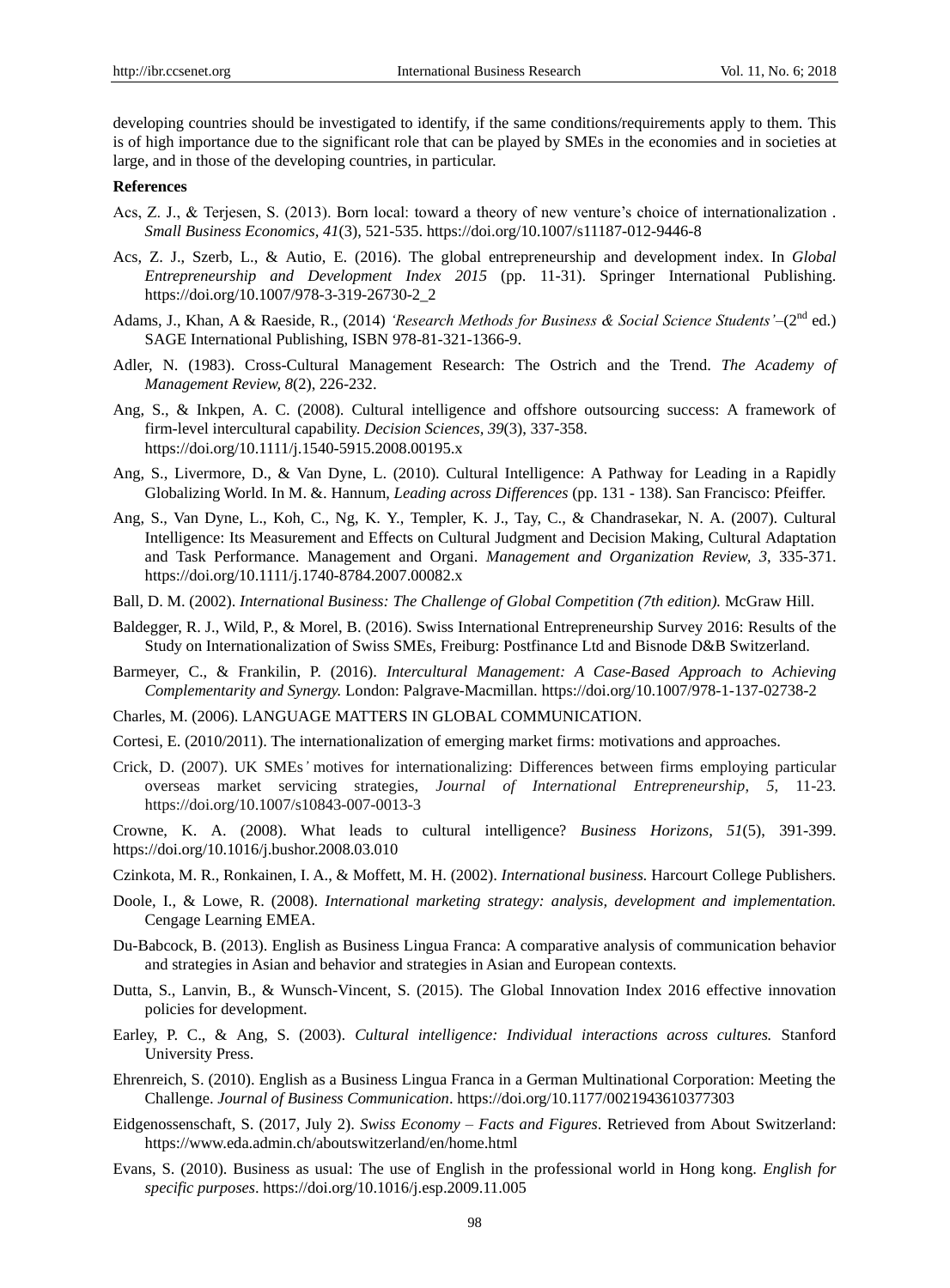developing countries should be investigated to identify, if the same conditions/requirements apply to them. This is of high importance due to the significant role that can be played by SMEs in the economies and in societies at large, and in those of the developing countries, in particular.

**References**

Acs, Z. J., & Terjesen, S. (2013). Born local: toward a theory of new venture's choice of internationalization . *Small Business Economics, 41*(3), 521-535. https://doi.org/10.1007/s11187-012-9446-8

Acs, Z. J., Szerb, L., & Autio, E. (2016). The global entrepreneurship and development index. In *Global Entrepreneurship and Development Index 2015* (pp. 11-31). Springer International Publishing. https://doi.org/10.1007/978-3-319-26730-2_2

Adams, J., Khan, A & Raeside, R., (2014) *'Research Methods for Business & Social Science Students'*–(2nd ed.) SAGE International Publishing, ISBN 978-81-321-1366-9.

Adler, N. (1983). Cross-Cultural Management Research: The Ostrich and the Trend. *The Academy of Management Review, 8*(2), 226-232.

Ang, S., & Inkpen, A. C. (2008). Cultural intelligence and offshore outsourcing success: A framework of firm-level intercultural capability. *Decision Sciences, 39*(3), 337-358. https://doi.org/10.1111/j.1540-5915.2008.00195.x

Ang, S., Livermore, D., & Van Dyne, L. (2010). Cultural Intelligence: A Pathway for Leading in a Rapidly Globalizing World. In M. &. Hannum, *Leading across Differences* (pp. 131 - 138). San Francisco: Pfeiffer.

Ang, S., Van Dyne, L., Koh, C., Ng, K. Y., Templer, K. J., Tay, C., & Chandrasekar, N. A. (2007). Cultural Intelligence: Its Measurement and Effects on Cultural Judgment and Decision Making, Cultural Adaptation and Task Performance. Management and Organi. *Management and Organization Review, 3*, 335-371. https://doi.org/10.1111/j.1740-8784.2007.00082.x

Ball, D. M. (2002). *International Business: The Challenge of Global Competition (7th edition).* McGraw Hill.

Baldegger, R. J., Wild, P., & Morel, B. (2016). Swiss International Entrepreneurship Survey 2016: Results of the Study on Internationalization of Swiss SMEs, Freiburg: Postfinance Ltd and Bisnode D&B Switzerland.

Barmeyer, C., & Frankilin, P. (2016). *Intercultural Management: A Case-Based Approach to Achieving Complementarity and Synergy.* London: Palgrave-Macmillan. https://doi.org/10.1007/978-1-137-02738-2

Charles, M. (2006). LANGUAGE MATTERS IN GLOBAL COMMUNICATION.

Cortesi, E. (2010/2011). The internationalization of emerging market firms: motivations and approaches.

Crick, D. (2007). UK SMEs' motives for internationalizing: Differences between firms employing particular overseas market servicing strategies, *Journal of International Entrepreneurship, 5,* 11-23. https://doi.org/10.1007/s10843-007-0013-3

Crowne, K. A. (2008). What leads to cultural intelligence? *Business Horizons, 51*(5), 391-399. https://doi.org/10.1016/j.bushor.2008.03.010

Czinkota, M. R., Ronkainen, I. A., & Moffett, M. H. (2002). *International business.* Harcourt College Publishers.

Doole, I., & Lowe, R. (2008). *International marketing strategy: analysis, development and implementation.* Cengage Learning EMEA.

Du-Babcock, B. (2013). English as Business Lingua Franca: A comparative analysis of communication behavior and strategies in Asian and behavior and strategies in Asian and European contexts.

Dutta, S., Lanvin, B., & Wunsch-Vincent, S. (2015). The Global Innovation Index 2016 effective innovation policies for development.

Earley, P. C., & Ang, S. (2003). *Cultural intelligence: Individual interactions across cultures.* Stanford University Press.

Ehrenreich, S. (2010). English as a Business Lingua Franca in a German Multinational Corporation: Meeting the Challenge. *Journal of Business Communication*. https://doi.org/10.1177/0021943610377303

Eidgenossenschaft, S. (2017, July 2). *Swiss Economy – Facts and Figures*. Retrieved from About Switzerland: https://www.eda.admin.ch/aboutswitzerland/en/home.html

Evans, S. (2010). Business as usual: The use of English in the professional world in Hong kong. *English for specific purposes*. https://doi.org/10.1016/j.esp.2009.11.005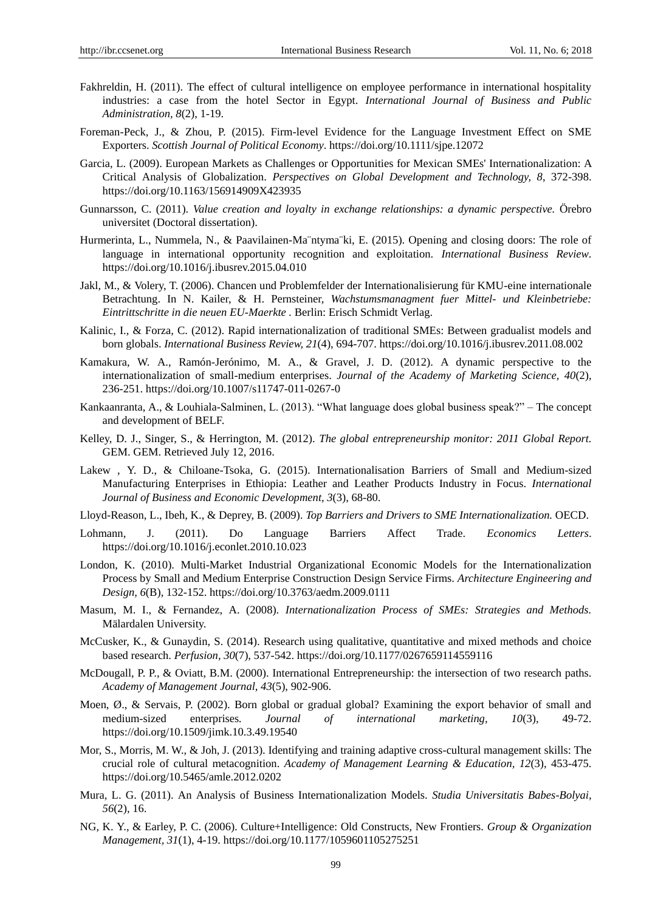Fakhreldin, H. (2011). The effect of cultural intelligence on employee performance in international hospitality industries: a case from the hotel Sector in Egypt. *International Journal of Business and Public Administration, 8*(2), 1-19.

Foreman-Peck, J., & Zhou, P. (2015). Firm-level Evidence for the Language Investment Effect on SME Exporters. *Scottish Journal of Political Economy*. https://doi.org/10.1111/sjpe.12072

Garcia, L. (2009). European Markets as Challenges or Opportunities for Mexican SMEs' Internationalization: A Critical Analysis of Globalization. *Perspectives on Global Development and Technology, 8*, 372-398. https://doi.org/10.1163/156914909X423935

Gunnarsson, C. (2011). *Value creation and loyalty in exchange relationships: a dynamic perspective.* Örebro universitet (Doctoral dissertation).

Hurmerinta, L., Nummela, N., & Paavilainen-Ma¨ntyma¨ki, E. (2015). Opening and closing doors: The role of language in international opportunity recognition and exploitation. *International Business Review*. https://doi.org/10.1016/j.ibusrev.2015.04.010

Jakl, M., & Volery, T. (2006). Chancen und Problemfelder der Internationalisierung für KMU-eine internationale Betrachtung. In N. Kailer, & H. Pernsteiner, *Wachstumsmanagment fuer Mittel- und Kleinbetriebe: Eintrittschritte in die neuen EU-Maerkte* . Berlin: Erisch Schmidt Verlag.

Kalinic, I., & Forza, C. (2012). Rapid internationalization of traditional SMEs: Between gradualist models and born globals. *International Business Review, 21*(4), 694-707. https://doi.org/10.1016/j.ibusrev.2011.08.002

Kamakura, W. A., Ramón-Jerónimo, M. A., & Gravel, J. D. (2012). A dynamic perspective to the internationalization of small-medium enterprises. *Journal of the Academy of Marketing Science, 40*(2), 236-251. https://doi.org/10.1007/s11747-011-0267-0

Kankaanranta, A., & Louhiala-Salminen, L. (2013). "What language does global business speak?" – The concept and development of BELF.

Kelley, D. J., Singer, S., & Herrington, M. (2012). *The global entrepreneurship monitor: 2011 Global Report.* GEM. GEM. Retrieved July 12, 2016.

Lakew , Y. D., & Chiloane-Tsoka, G. (2015). Internationalisation Barriers of Small and Medium-sized Manufacturing Enterprises in Ethiopia: Leather and Leather Products Industry in Focus. *International Journal of Business and Economic Development, 3*(3), 68-80.

Lloyd-Reason, L., Ibeh, K., & Deprey, B. (2009). *Top Barriers and Drivers to SME Internationalization.* OECD.

Lohmann, J. (2011). Do Language Barriers Affect Trade. *Economics Letters*. https://doi.org/10.1016/j.econlet.2010.10.023

London, K. (2010). Multi-Market Industrial Organizational Economic Models for the Internationalization Process by Small and Medium Enterprise Construction Design Service Firms. *Architecture Engineering and Design, 6*(B), 132-152. https://doi.org/10.3763/aedm.2009.0111

Masum, M. I., & Fernandez, A. (2008). *Internationalization Process of SMEs: Strategies and Methods.* Mälardalen University.

McCusker, K., & Gunaydin, S. (2014). Research using qualitative, quantitative and mixed methods and choice based research. *Perfusion, 30*(7), 537-542. https://doi.org/10.1177/0267659114559116

McDougall, P. P., & Oviatt, B.M. (2000). International Entrepreneurship: the intersection of two research paths. *Academy of Management Journal, 43*(5), 902-906.

Moen, Ø., & Servais, P. (2002). Born global or gradual global? Examining the export behavior of small and medium-sized enterprises. *Journal of international marketing, 10*(3), 49-72. https://doi.org/10.1509/jimk.10.3.49.19540

Mor, S., Morris, M. W., & Joh, J. (2013). Identifying and training adaptive cross-cultural management skills: The crucial role of cultural metacognition. *Academy of Management Learning & Education, 12*(3), 453-475. https://doi.org/10.5465/amle.2012.0202

Mura, L. G. (2011). An Analysis of Business Internationalization Models. *Studia Universitatis Babes-Bolyai, 56*(2), 16.

NG, K. Y., & Earley, P. C. (2006). Culture+Intelligence: Old Constructs, New Frontiers. *Group & Organization Management, 31*(1), 4-19. https://doi.org/10.1177/1059601105275251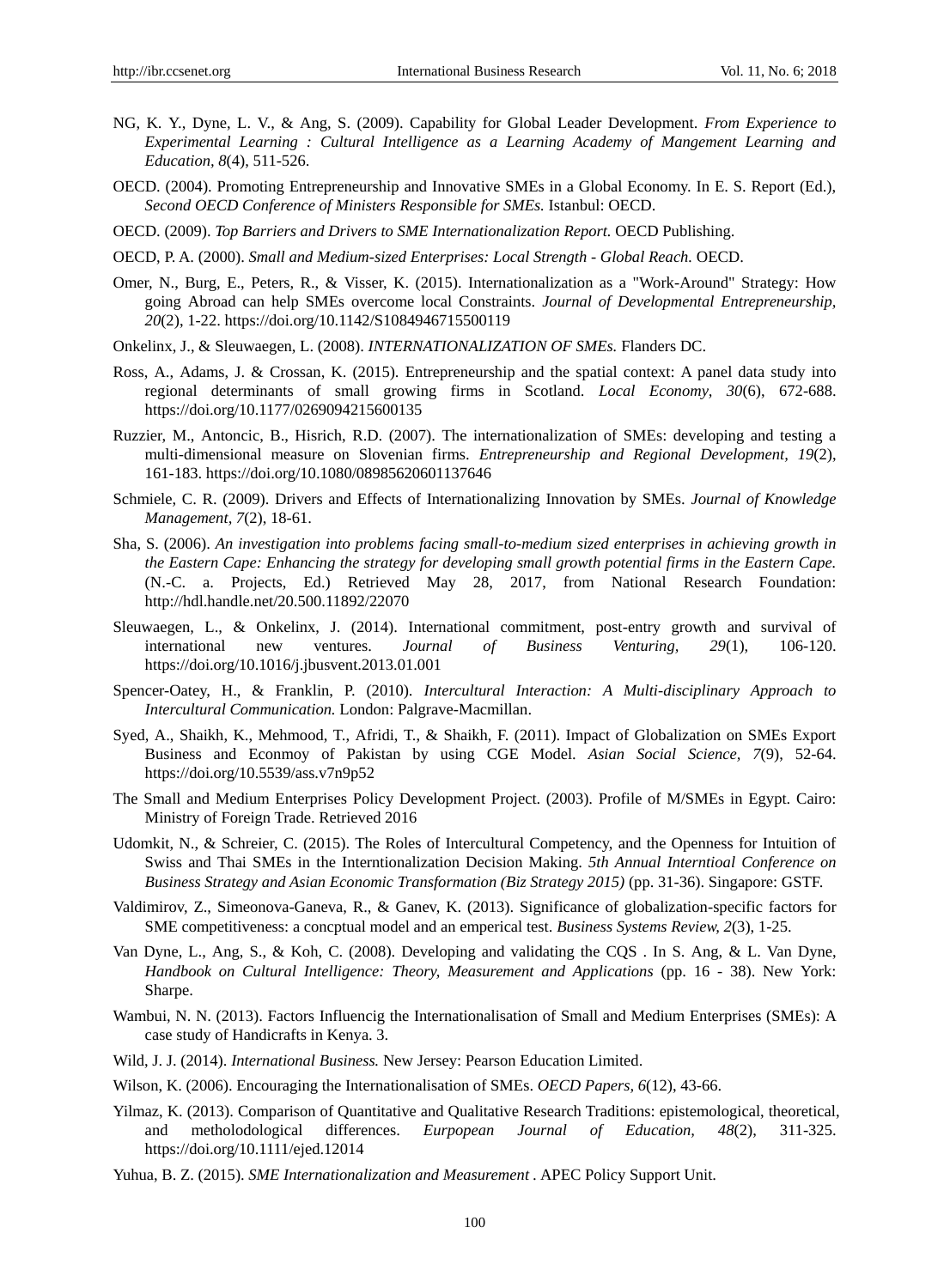NG, K. Y., Dyne, L. V., & Ang, S. (2009). Capability for Global Leader Development. *From Experience to Experimental Learning : Cultural Intelligence as a Learning Academy of Mangement Learning and Education, 8*(4), 511-526.

OECD. (2004). Promoting Entrepreneurship and Innovative SMEs in a Global Economy. In E. S. Report (Ed.), *Second OECD Conference of Ministers Responsible for SMEs.* Istanbul: OECD.

OECD. (2009). *Top Barriers and Drivers to SME Internationalization Report.* OECD Publishing.

OECD, P. A. (2000). *Small and Medium-sized Enterprises: Local Strength - Global Reach.* OECD.

Omer, N., Burg, E., Peters, R., & Visser, K. (2015). Internationalization as a "Work-Around" Strategy: How going Abroad can help SMEs overcome local Constraints. *Journal of Developmental Entrepreneurship, 20*(2), 1-22. https://doi.org/10.1142/S1084946715500119

Onkelinx, J., & Sleuwaegen, L. (2008). *INTERNATIONALIZATION OF SMEs.* Flanders DC.

Ross, A., Adams, J. & Crossan, K. (2015). Entrepreneurship and the spatial context: A panel data study into regional determinants of small growing firms in Scotland. *Local Economy, 30*(6), 672-688. https://doi.org/10.1177/0269094215600135

Ruzzier, M., Antoncic, B., Hisrich, R.D. (2007). The internationalization of SMEs: developing and testing a multi-dimensional measure on Slovenian firms. *Entrepreneurship and Regional Development, 19*(2), 161-183. https://doi.org/10.1080/08985620601137646

Schmiele, C. R. (2009). Drivers and Effects of Internationalizing Innovation by SMEs. *Journal of Knowledge Management, 7*(2), 18-61.

Sha, S. (2006). *An investigation into problems facing small-to-medium sized enterprises in achieving growth in the Eastern Cape: Enhancing the strategy for developing small growth potential firms in the Eastern Cape.* (N.-C. a. Projects, Ed.) Retrieved May 28, 2017, from National Research Foundation: http://hdl.handle.net/20.500.11892/22070

Sleuwaegen, L., & Onkelinx, J. (2014). International commitment, post-entry growth and survival of international new ventures. *Journal of Business Venturing, 29*(1), 106-120. https://doi.org/10.1016/j.jbusvent.2013.01.001

Spencer-Oatey, H., & Franklin, P. (2010). *Intercultural Interaction: A Multi-disciplinary Approach to Intercultural Communication.* London: Palgrave-Macmillan.

Syed, A., Shaikh, K., Mehmood, T., Afridi, T., & Shaikh, F. (2011). Impact of Globalization on SMEs Export Business and Econmoy of Pakistan by using CGE Model. *Asian Social Science, 7*(9), 52-64. https://doi.org/10.5539/ass.v7n9p52

The Small and Medium Enterprises Policy Development Project. (2003). Profile of M/SMEs in Egypt. Cairo: Ministry of Foreign Trade. Retrieved 2016

Udomkit, N., & Schreier, C. (2015). The Roles of Intercultural Competency, and the Openness for Intuition of Swiss and Thai SMEs in the Interntionalization Decision Making. *5th Annual Interntioal Conference on Business Strategy and Asian Economic Transformation (Biz Strategy 2015)* (pp. 31-36). Singapore: GSTF.

Valdimirov, Z., Simeonova-Ganeva, R., & Ganev, K. (2013). Significance of globalization-specific factors for SME competitiveness: a concptual model and an emperical test. *Business Systems Review, 2*(3), 1-25.

Van Dyne, L., Ang, S., & Koh, C. (2008). Developing and validating the CQS . In S. Ang, & L. Van Dyne, *Handbook on Cultural Intelligence: Theory, Measurement and Applications* (pp. 16 - 38). New York: Sharpe.

Wambui, N. N. (2013). Factors Influencig the Internationalisation of Small and Medium Enterprises (SMEs): A case study of Handicrafts in Kenya. 3.

Wild, J. J. (2014). *International Business.* New Jersey: Pearson Education Limited.

Wilson, K. (2006). Encouraging the Internationalisation of SMEs. *OECD Papers, 6*(12), 43-66.

Yilmaz, K. (2013). Comparison of Quantitative and Qualitative Research Traditions: epistemological, theoretical, and metholodological differences. *Eurpopean Journal of Education, 48*(2), 311-325. https://doi.org/10.1111/ejed.12014

Yuhua, B. Z. (2015). *SME Internationalization and Measurement* . APEC Policy Support Unit.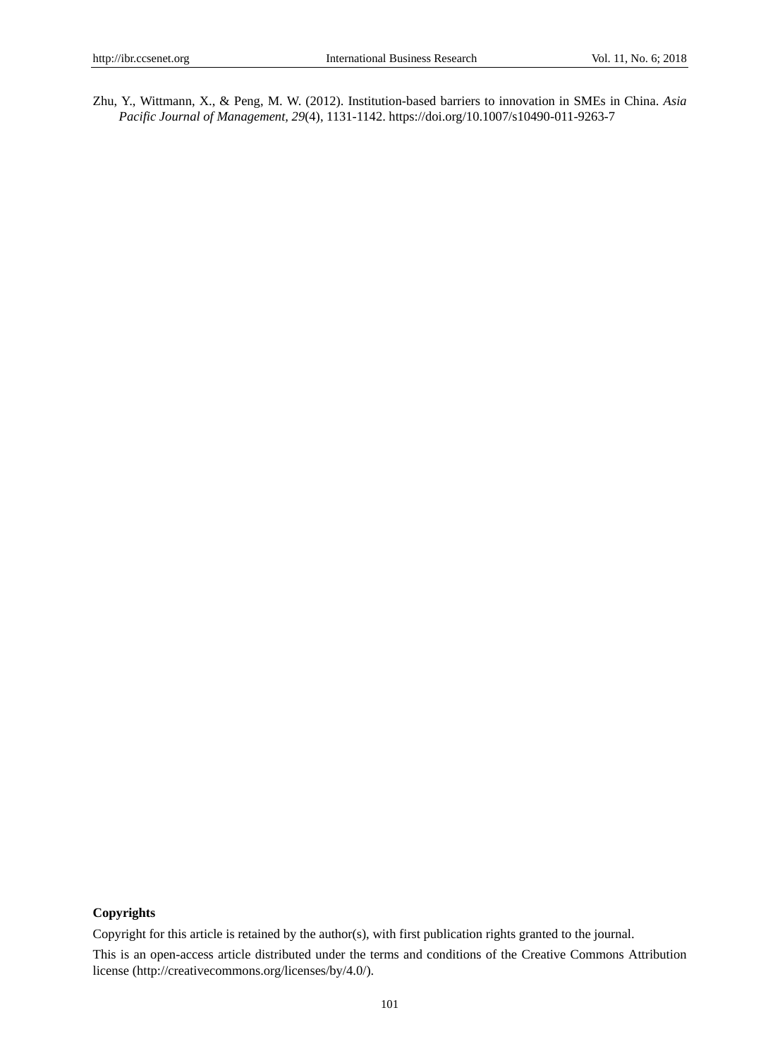Zhu, Y., Wittmann, X., & Peng, M. W. (2012). Institution-based barriers to innovation in SMEs in China. *Asia Pacific Journal of Management, 29*(4), 1131-1142. https://doi.org/10.1007/s10490-011-9263-7

**Copyrights**

Copyright for this article is retained by the author(s), with first publication rights granted to the journal.

This is an open-access article distributed under the terms and conditions of the Creative Commons Attribution license (http://creativecommons.org/licenses/by/4.0/).